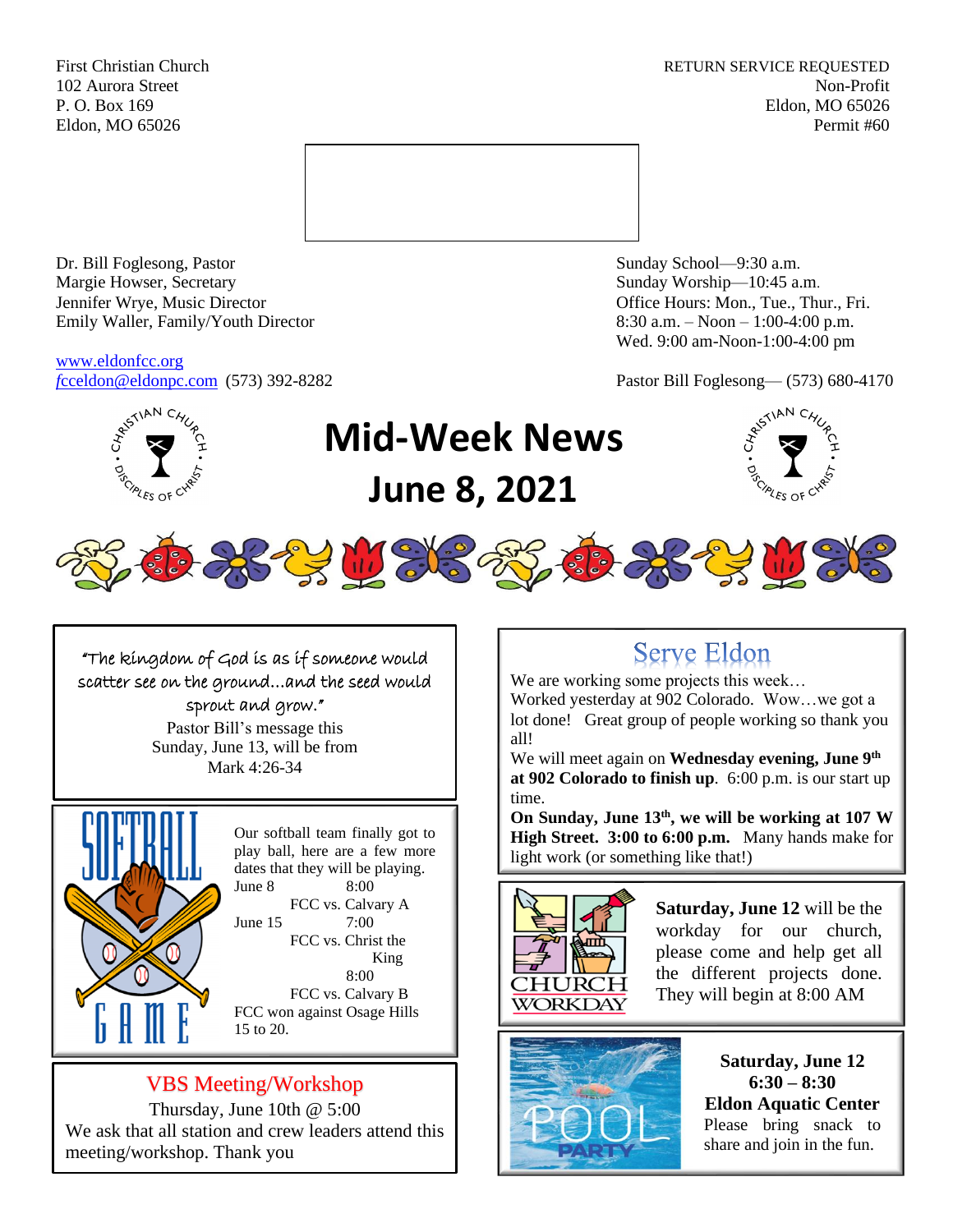First Christian Church
102 Aurora Street
P. O. Box 169
Eldon, MO 65026

RETURN SERVICE REQUESTED
Non-Profit
Eldon, MO 65026
Permit #60

Dr. Bill Foglesong, Pastor
Margie Howser, Secretary
Jennifer Wrye, Music Director
Emily Waller, Family/Youth Director

www.eldonfcc.org
fcceldon@eldonpc.com (573) 392-8282

Sunday School—9:30 a.m.
Sunday Worship—10:45 a.m.
Office Hours: Mon., Tue., Thur., Fri.
8:30 a.m. – Noon – 1:00-4:00 p.m.
Wed. 9:00 am-Noon-1:00-4:00 pm

Pastor Bill Foglesong— (573) 680-4170

# Mid-Week News
# June 8, 2021

"The kingdom of God is as if someone would scatter see on the ground…and the seed would sprout and grow."
Pastor Bill's message this Sunday, June 13, will be from Mark 4:26-34

## SOFTBALL GAME

Our softball team finally got to play ball, here are a few more dates that they will be playing.

June 8 — 8:00 FCC vs. Calvary A
June 15 — 7:00 FCC vs. Christ the King
8:00 FCC vs. Calvary B

FCC won against Osage Hills 15 to 20.

## VBS Meeting/Workshop

Thursday, June 10th @ 5:00
We ask that all station and crew leaders attend this meeting/workshop. Thank you

## Serve Eldon

We are working some projects this week…
Worked yesterday at 902 Colorado. Wow…we got a lot done! Great group of people working so thank you all!
We will meet again on **Wednesday evening, June 9th at 902 Colorado to finish up**. 6:00 p.m. is our start up time.
**On Sunday, June 13th, we will be working at 107 W High Street. 3:00 to 6:00 p.m.** Many hands make for light work (or something like that!)

## CHURCH WORKDAY

**Saturday, June 12** will be the workday for our church, please come and help get all the different projects done. They will begin at 8:00 AM

## POOL PARTY

**Saturday, June 12**
**6:30 – 8:30**
**Eldon Aquatic Center**
Please bring snack to share and join in the fun.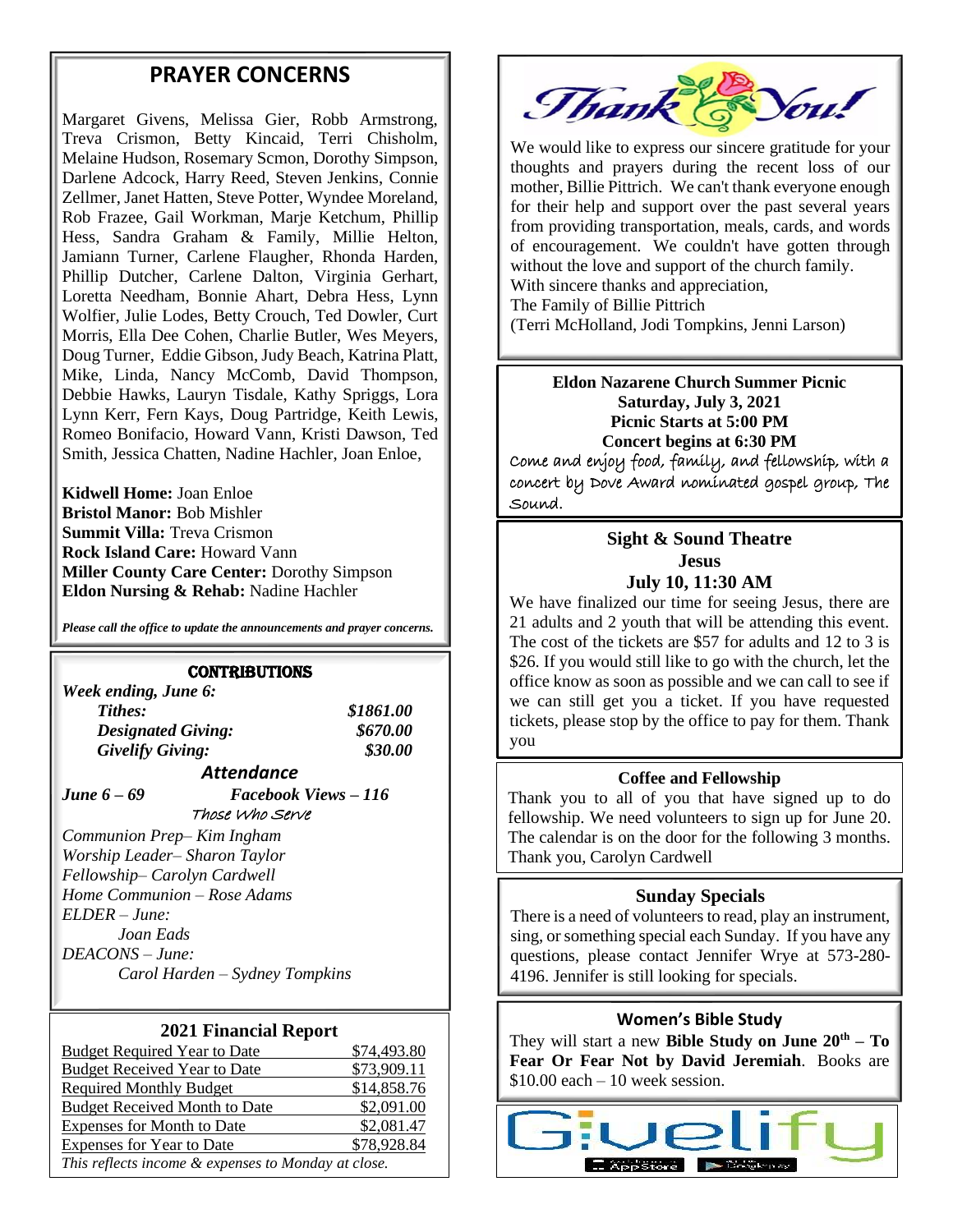## PRAYER CONCERNS

Margaret Givens, Melissa Gier, Robb Armstrong, Treva Crismon, Betty Kincaid, Terri Chisholm, Melaine Hudson, Rosemary Scmon, Dorothy Simpson, Darlene Adcock, Harry Reed, Steven Jenkins, Connie Zellmer, Janet Hatten, Steve Potter, Wyndee Moreland, Rob Frazee, Gail Workman, Marje Ketchum, Phillip Hess, Sandra Graham & Family, Millie Helton, Jamiann Turner, Carlene Flaugher, Rhonda Harden, Phillip Dutcher, Carlene Dalton, Virginia Gerhart, Loretta Needham, Bonnie Ahart, Debra Hess, Lynn Wolfier, Julie Lodes, Betty Crouch, Ted Dowler, Curt Morris, Ella Dee Cohen, Charlie Butler, Wes Meyers, Doug Turner, Eddie Gibson, Judy Beach, Katrina Platt, Mike, Linda, Nancy McComb, David Thompson, Debbie Hawks, Lauryn Tisdale, Kathy Spriggs, Lora Lynn Kerr, Fern Kays, Doug Partridge, Keith Lewis, Romeo Bonifacio, Howard Vann, Kristi Dawson, Ted Smith, Jessica Chatten, Nadine Hachler, Joan Enloe,

**Kidwell Home:** Joan Enloe
**Bristol Manor:** Bob Mishler
**Summit Villa:** Treva Crismon
**Rock Island Care:** Howard Vann
**Miller County Care Center:** Dorothy Simpson
**Eldon Nursing & Rehab:** Nadine Hachler

***Please call the office to update the announcements and prayer concerns.***

## CONTRIBUTIONS

***Week ending, June 6:***

| | |
|---|---|
| ***Tithes:*** | ***$1861.00*** |
| ***Designated Giving:*** | ***$670.00*** |
| ***Givelify Giving:*** | ***$30.00*** |

### *Attendance*

***June 6 – 69*** ***Facebook Views – 116***

*Those Who Serve*

*Communion Prep– Kim Ingham*
*Worship Leader– Sharon Taylor*
*Fellowship– Carolyn Cardwell*
*Home Communion – Rose Adams*
*ELDER – June:*
*Joan Eads*
*DEACONS – June:*
*Carol Harden – Sydney Tompkins*

## 2021 Financial Report

| | |
|---|---|
| Budget Required Year to Date | $74,493.80 |
| Budget Received Year to Date | $73,909.11 |
| Required Monthly Budget | $14,858.76 |
| Budget Received Month to Date | $2,091.00 |
| Expenses for Month to Date | $2,081.47 |
| Expenses for Year to Date | $78,928.84 |

*This reflects income & expenses to Monday at close.*

## Thank You!

We would like to express our sincere gratitude for your thoughts and prayers during the recent loss of our mother, Billie Pittrich. We can't thank everyone enough for their help and support over the past several years from providing transportation, meals, cards, and words of encouragement. We couldn't have gotten through without the love and support of the church family.
With sincere thanks and appreciation,
The Family of Billie Pittrich
(Terri McHolland, Jodi Tompkins, Jenni Larson)

**Eldon Nazarene Church Summer Picnic**
**Saturday, July 3, 2021**
**Picnic Starts at 5:00 PM**
**Concert begins at 6:30 PM**

Come and enjoy food, family, and fellowship, with a concert by Dove Award nominated gospel group, The Sound.

### Sight & Sound Theatre
### Jesus
### July 10, 11:30 AM

We have finalized our time for seeing Jesus, there are 21 adults and 2 youth that will be attending this event. The cost of the tickets are $57 for adults and 12 to 3 is $26. If you would still like to go with the church, let the office know as soon as possible and we can call to see if we can still get you a ticket. If you have requested tickets, please stop by the office to pay for them. Thank you

### Coffee and Fellowship

Thank you to all of you that have signed up to do fellowship. We need volunteers to sign up for June 20. The calendar is on the door for the following 3 months. Thank you, Carolyn Cardwell

### Sunday Specials

There is a need of volunteers to read, play an instrument, sing, or something special each Sunday. If you have any questions, please contact Jennifer Wrye at 573-280-4196. Jennifer is still looking for specials.

### Women's Bible Study

They will start a new **Bible Study on June 20th – To Fear Or Fear Not by David Jeremiah**. Books are $10.00 each – 10 week session.

Givelify